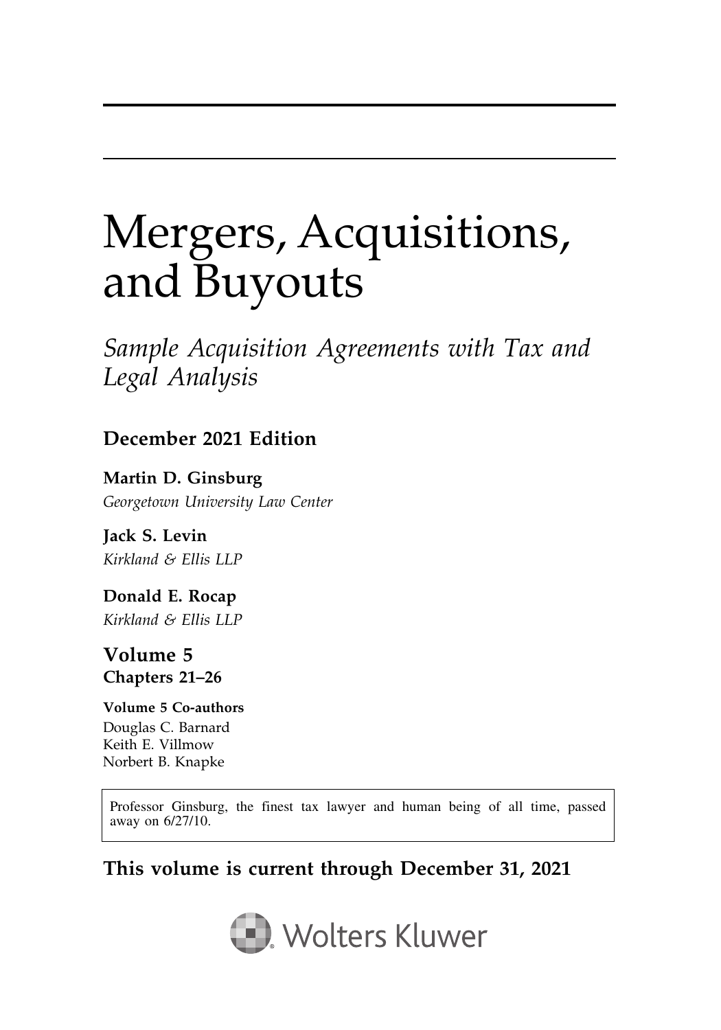# Mergers, Acquisitions, and Buyouts

*Sample Acquisition Agreements with Tax and Legal Analysis*

**December 2021 Edition**

**Martin D. Ginsburg**
*Georgetown University Law Center*

**Jack S. Levin**
*Kirkland & Ellis LLP*

**Donald E. Rocap**
*Kirkland & Ellis LLP*

**Volume 5**
**Chapters 21–26**

**Volume 5 Co-authors**
Douglas C. Barnard
Keith E. Villmow
Norbert B. Knapke

Professor Ginsburg, the finest tax lawyer and human being of all time, passed away on 6/27/10.

**This volume is current through December 31, 2021**

Wolters Kluwer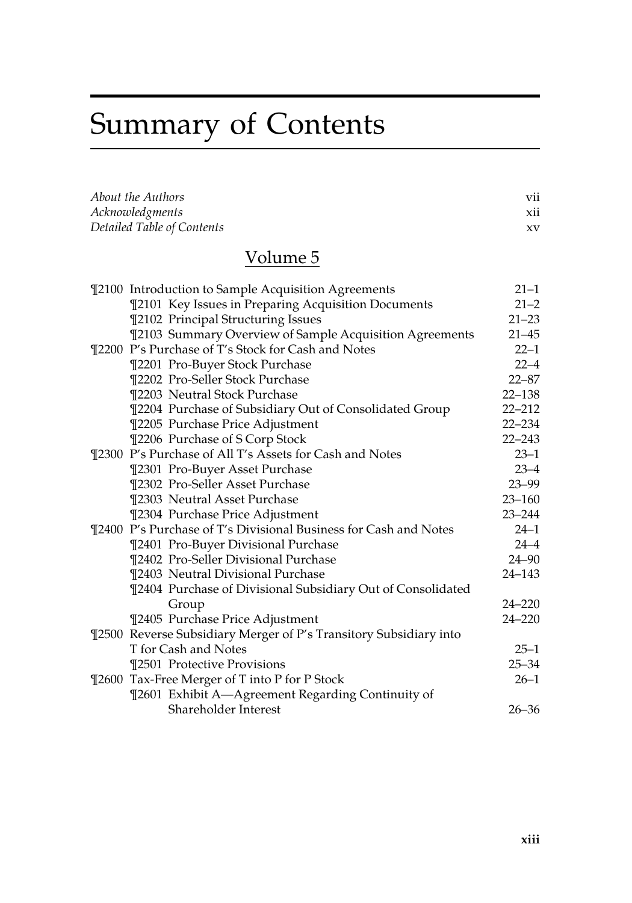# Summary of Contents

| | |
|---|---|
| *About the Authors* | vii |
| *Acknowledgments* | xii |
| *Detailed Table of Contents* | xv |

## Volume 5

| | |
|---|---|
| ¶2100 Introduction to Sample Acquisition Agreements | 21–1 |
| ¶2101 Key Issues in Preparing Acquisition Documents | 21–2 |
| ¶2102 Principal Structuring Issues | 21–23 |
| ¶2103 Summary Overview of Sample Acquisition Agreements | 21–45 |
| ¶2200 P's Purchase of T's Stock for Cash and Notes | 22–1 |
| ¶2201 Pro-Buyer Stock Purchase | 22–4 |
| ¶2202 Pro-Seller Stock Purchase | 22–87 |
| ¶2203 Neutral Stock Purchase | 22–138 |
| ¶2204 Purchase of Subsidiary Out of Consolidated Group | 22–212 |
| ¶2205 Purchase Price Adjustment | 22–234 |
| ¶2206 Purchase of S Corp Stock | 22–243 |
| ¶2300 P's Purchase of All T's Assets for Cash and Notes | 23–1 |
| ¶2301 Pro-Buyer Asset Purchase | 23–4 |
| ¶2302 Pro-Seller Asset Purchase | 23–99 |
| ¶2303 Neutral Asset Purchase | 23–160 |
| ¶2304 Purchase Price Adjustment | 23–244 |
| ¶2400 P's Purchase of T's Divisional Business for Cash and Notes | 24–1 |
| ¶2401 Pro-Buyer Divisional Purchase | 24–4 |
| ¶2402 Pro-Seller Divisional Purchase | 24–90 |
| ¶2403 Neutral Divisional Purchase | 24–143 |
| ¶2404 Purchase of Divisional Subsidiary Out of Consolidated Group | 24–220 |
| ¶2405 Purchase Price Adjustment | 24–220 |
| ¶2500 Reverse Subsidiary Merger of P's Transitory Subsidiary into T for Cash and Notes | 25–1 |
| ¶2501 Protective Provisions | 25–34 |
| ¶2600 Tax-Free Merger of T into P for P Stock | 26–1 |
| ¶2601 Exhibit A—Agreement Regarding Continuity of Shareholder Interest | 26–36 |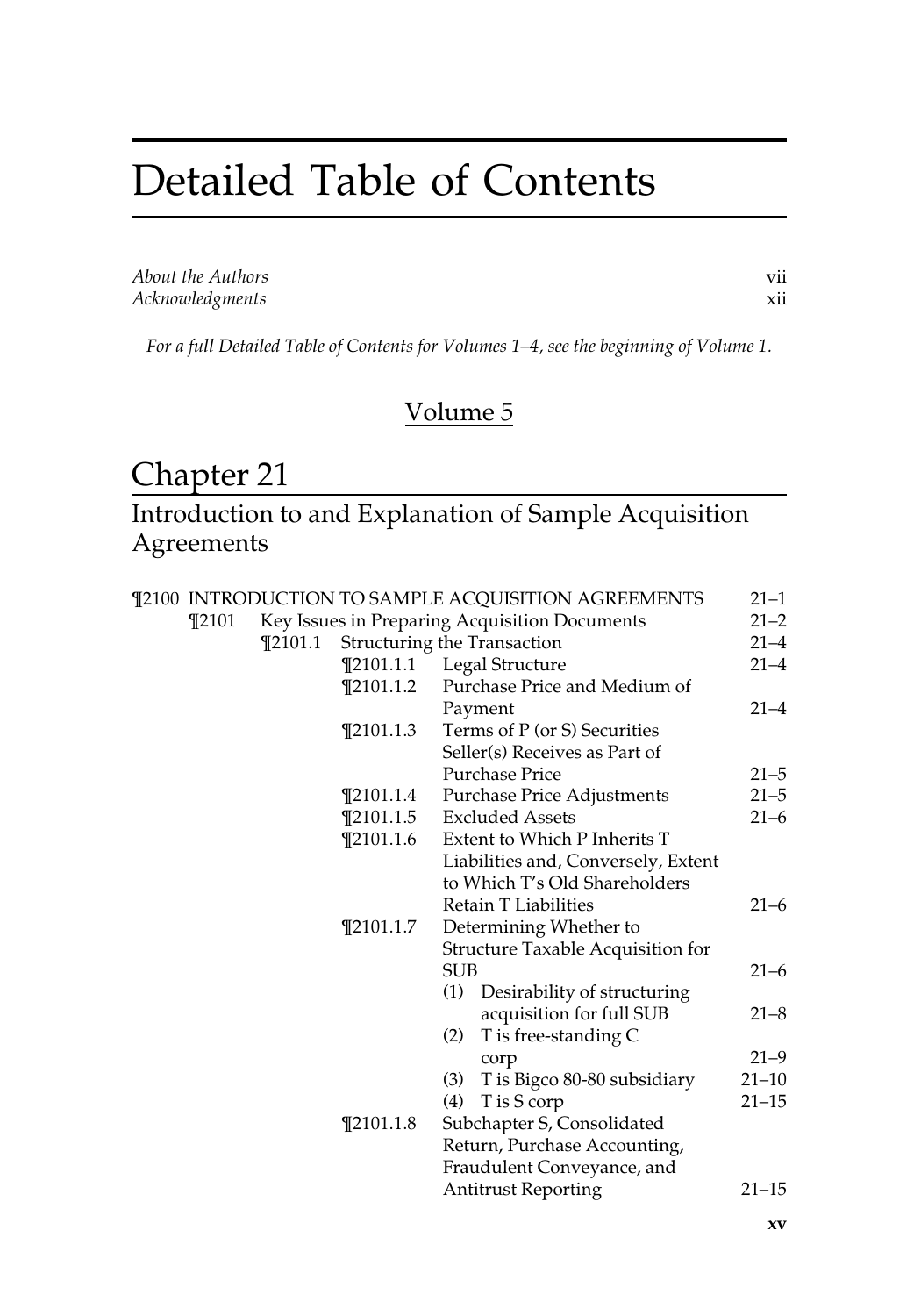# Detailed Table of Contents

*About the Authors* vii
*Acknowledgments* xii

*For a full Detailed Table of Contents for Volumes 1–4, see the beginning of Volume 1.*

## Volume 5

# Chapter 21

## Introduction to and Explanation of Sample Acquisition Agreements

| | | | | |
|---|---|---|---|---|
| ¶2100 INTRODUCTION TO SAMPLE ACQUISITION AGREEMENTS | | | | 21–1 |
| | ¶2101 Key Issues in Preparing Acquisition Documents | | | 21–2 |
| | | ¶2101.1 Structuring the Transaction | | 21–4 |
| | | | ¶2101.1.1 Legal Structure | 21–4 |
| | | | ¶2101.1.2 Purchase Price and Medium of Payment | 21–4 |
| | | | ¶2101.1.3 Terms of P (or S) Securities Seller(s) Receives as Part of Purchase Price | 21–5 |
| | | | ¶2101.1.4 Purchase Price Adjustments | 21–5 |
| | | | ¶2101.1.5 Excluded Assets | 21–6 |
| | | | ¶2101.1.6 Extent to Which P Inherits T Liabilities and, Conversely, Extent to Which T's Old Shareholders Retain T Liabilities | 21–6 |
| | | | ¶2101.1.7 Determining Whether to Structure Taxable Acquisition for SUB | 21–6 |
| | | | (1) Desirability of structuring acquisition for full SUB | 21–8 |
| | | | (2) T is free-standing C corp | 21–9 |
| | | | (3) T is Bigco 80-80 subsidiary | 21–10 |
| | | | (4) T is S corp | 21–15 |
| | | | ¶2101.1.8 Subchapter S, Consolidated Return, Purchase Accounting, Fraudulent Conveyance, and Antitrust Reporting | 21–15 |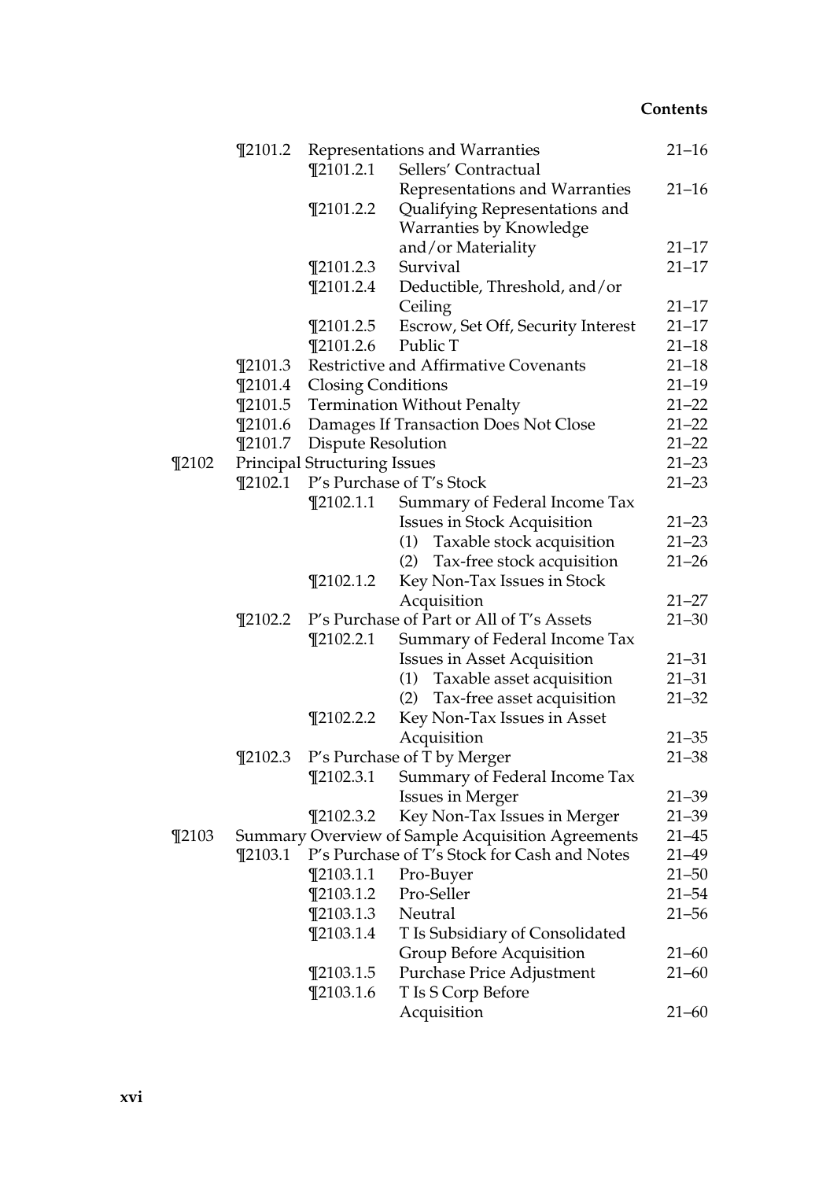| | | | | |
|---|---|---|---|---|
| | ¶2101.2 | Representations and Warranties | | 21–16 |
| | | ¶2101.2.1 | Sellers' Contractual Representations and Warranties | 21–16 |
| | | ¶2101.2.2 | Qualifying Representations and Warranties by Knowledge and/or Materiality | 21–17 |
| | | ¶2101.2.3 | Survival | 21–17 |
| | | ¶2101.2.4 | Deductible, Threshold, and/or Ceiling | 21–17 |
| | | ¶2101.2.5 | Escrow, Set Off, Security Interest | 21–17 |
| | | ¶2101.2.6 | Public T | 21–18 |
| | ¶2101.3 | Restrictive and Affirmative Covenants | | 21–18 |
| | ¶2101.4 | Closing Conditions | | 21–19 |
| | ¶2101.5 | Termination Without Penalty | | 21–22 |
| | ¶2101.6 | Damages If Transaction Does Not Close | | 21–22 |
| | ¶2101.7 | Dispute Resolution | | 21–22 |
| ¶2102 | Principal Structuring Issues | | | 21–23 |
| | ¶2102.1 | P's Purchase of T's Stock | | 21–23 |
| | | ¶2102.1.1 | Summary of Federal Income Tax Issues in Stock Acquisition | 21–23 |
| | | | (1) Taxable stock acquisition | 21–23 |
| | | | (2) Tax-free stock acquisition | 21–26 |
| | | ¶2102.1.2 | Key Non-Tax Issues in Stock Acquisition | 21–27 |
| | ¶2102.2 | P's Purchase of Part or All of T's Assets | | 21–30 |
| | | ¶2102.2.1 | Summary of Federal Income Tax Issues in Asset Acquisition | 21–31 |
| | | | (1) Taxable asset acquisition | 21–31 |
| | | | (2) Tax-free asset acquisition | 21–32 |
| | | ¶2102.2.2 | Key Non-Tax Issues in Asset Acquisition | 21–35 |
| | ¶2102.3 | P's Purchase of T by Merger | | 21–38 |
| | | ¶2102.3.1 | Summary of Federal Income Tax Issues in Merger | 21–39 |
| | | ¶2102.3.2 | Key Non-Tax Issues in Merger | 21–39 |
| ¶2103 | Summary Overview of Sample Acquisition Agreements | | | 21–45 |
| | ¶2103.1 | P's Purchase of T's Stock for Cash and Notes | | 21–49 |
| | | ¶2103.1.1 | Pro-Buyer | 21–50 |
| | | ¶2103.1.2 | Pro-Seller | 21–54 |
| | | ¶2103.1.3 | Neutral | 21–56 |
| | | ¶2103.1.4 | T Is Subsidiary of Consolidated Group Before Acquisition | 21–60 |
| | | ¶2103.1.5 | Purchase Price Adjustment | 21–60 |
| | | ¶2103.1.6 | T Is S Corp Before Acquisition | 21–60 |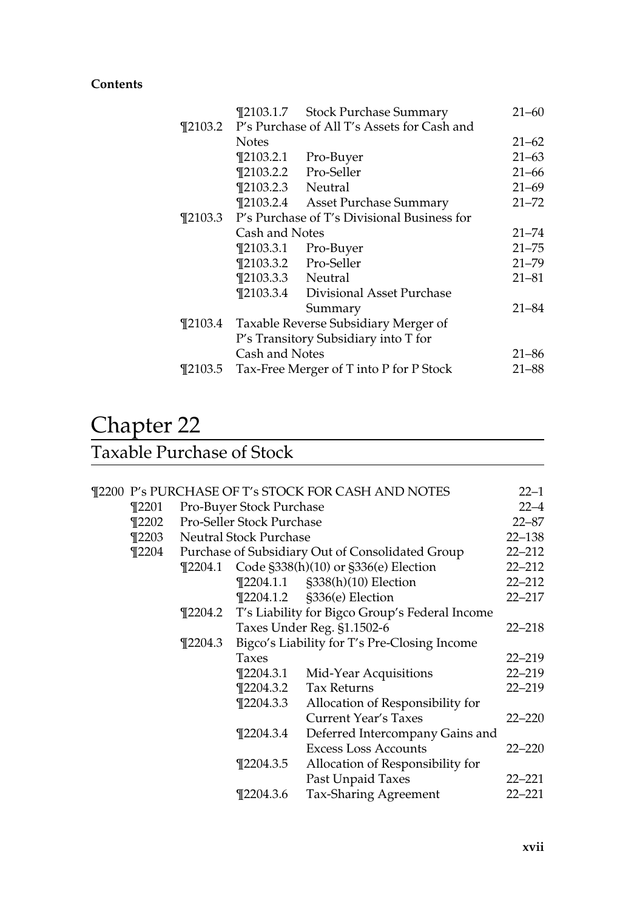| | | | |
|---|---|---|---|
| | ¶2103.1.7 | Stock Purchase Summary | 21–60 |
| ¶2103.2 | P's Purchase of All T's Assets for Cash and Notes | | 21–62 |
| | ¶2103.2.1 | Pro-Buyer | 21–63 |
| | ¶2103.2.2 | Pro-Seller | 21–66 |
| | ¶2103.2.3 | Neutral | 21–69 |
| | ¶2103.2.4 | Asset Purchase Summary | 21–72 |
| ¶2103.3 | P's Purchase of T's Divisional Business for Cash and Notes | | 21–74 |
| | ¶2103.3.1 | Pro-Buyer | 21–75 |
| | ¶2103.3.2 | Pro-Seller | 21–79 |
| | ¶2103.3.3 | Neutral | 21–81 |
| | ¶2103.3.4 | Divisional Asset Purchase Summary | 21–84 |
| ¶2103.4 | Taxable Reverse Subsidiary Merger of P's Transitory Subsidiary into T for Cash and Notes | | 21–86 |
| ¶2103.5 | Tax-Free Merger of T into P for P Stock | | 21–88 |

# Chapter 22

## Taxable Purchase of Stock

| | | | | |
|---|---|---|---|---|
| ¶2200 P's PURCHASE OF T's STOCK FOR CASH AND NOTES | | | | 22–1 |
| ¶2201 | Pro-Buyer Stock Purchase | | | 22–4 |
| ¶2202 | Pro-Seller Stock Purchase | | | 22–87 |
| ¶2203 | Neutral Stock Purchase | | | 22–138 |
| ¶2204 | Purchase of Subsidiary Out of Consolidated Group | | | 22–212 |
| | ¶2204.1 | Code §338(h)(10) or §336(e) Election | | 22–212 |
| | | ¶2204.1.1 | §338(h)(10) Election | 22–212 |
| | | ¶2204.1.2 | §336(e) Election | 22–217 |
| | ¶2204.2 | T's Liability for Bigco Group's Federal Income Taxes Under Reg. §1.1502-6 | | 22–218 |
| | ¶2204.3 | Bigco's Liability for T's Pre-Closing Income Taxes | | 22–219 |
| | | ¶2204.3.1 | Mid-Year Acquisitions | 22–219 |
| | | ¶2204.3.2 | Tax Returns | 22–219 |
| | | ¶2204.3.3 | Allocation of Responsibility for Current Year's Taxes | 22–220 |
| | | ¶2204.3.4 | Deferred Intercompany Gains and Excess Loss Accounts | 22–220 |
| | | ¶2204.3.5 | Allocation of Responsibility for Past Unpaid Taxes | 22–221 |
| | | ¶2204.3.6 | Tax-Sharing Agreement | 22–221 |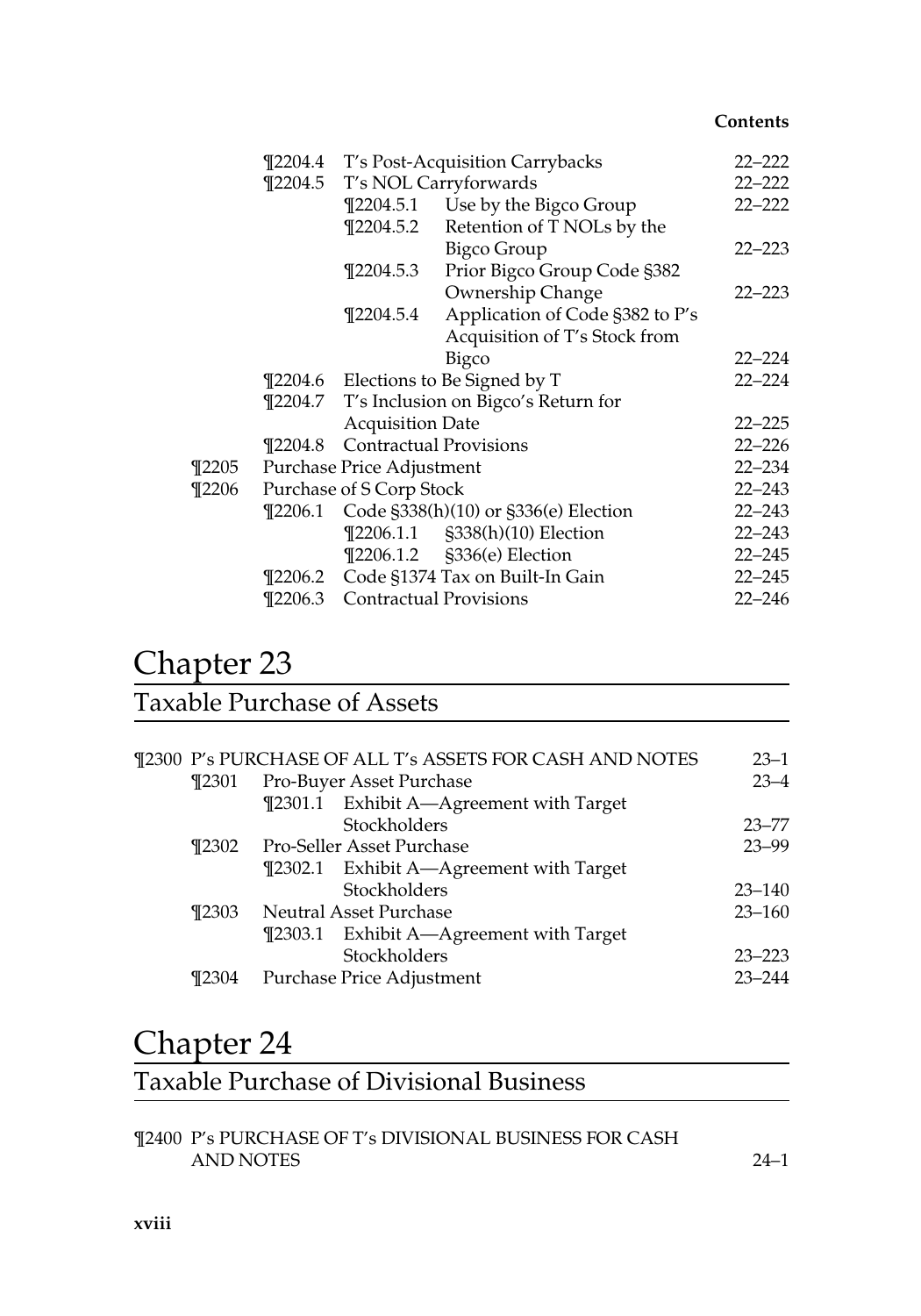| | | | |
|---|---|---|---|
| ¶2204.4 | T's Post-Acquisition Carrybacks | | 22–222 |
| ¶2204.5 | T's NOL Carryforwards | | 22–222 |
| | ¶2204.5.1 | Use by the Bigco Group | 22–222 |
| | ¶2204.5.2 | Retention of T NOLs by the Bigco Group | 22–223 |
| | ¶2204.5.3 | Prior Bigco Group Code §382 Ownership Change | 22–223 |
| | ¶2204.5.4 | Application of Code §382 to P's Acquisition of T's Stock from Bigco | 22–224 |
| ¶2204.6 | Elections to Be Signed by T | | 22–224 |
| ¶2204.7 | T's Inclusion on Bigco's Return for Acquisition Date | | 22–225 |
| ¶2204.8 | Contractual Provisions | | 22–226 |
| ¶2205 | Purchase Price Adjustment | | 22–234 |
| ¶2206 | Purchase of S Corp Stock | | 22–243 |
| ¶2206.1 | Code §338(h)(10) or §336(e) Election | | 22–243 |
| | ¶2206.1.1 | §338(h)(10) Election | 22–243 |
| | ¶2206.1.2 | §336(e) Election | 22–245 |
| ¶2206.2 | Code §1374 Tax on Built-In Gain | | 22–245 |
| ¶2206.3 | Contractual Provisions | | 22–246 |

# Chapter 23

## Taxable Purchase of Assets

| | | |
|---|---|---|
| ¶2300 | P's PURCHASE OF ALL T's ASSETS FOR CASH AND NOTES | 23–1 |
| ¶2301 | Pro-Buyer Asset Purchase | 23–4 |
| ¶2301.1 | Exhibit A—Agreement with Target Stockholders | 23–77 |
| ¶2302 | Pro-Seller Asset Purchase | 23–99 |
| ¶2302.1 | Exhibit A—Agreement with Target Stockholders | 23–140 |
| ¶2303 | Neutral Asset Purchase | 23–160 |
| ¶2303.1 | Exhibit A—Agreement with Target Stockholders | 23–223 |
| ¶2304 | Purchase Price Adjustment | 23–244 |

# Chapter 24

## Taxable Purchase of Divisional Business

| | | |
|---|---|---|
| ¶2400 | P's PURCHASE OF T's DIVISIONAL BUSINESS FOR CASH AND NOTES | 24–1 |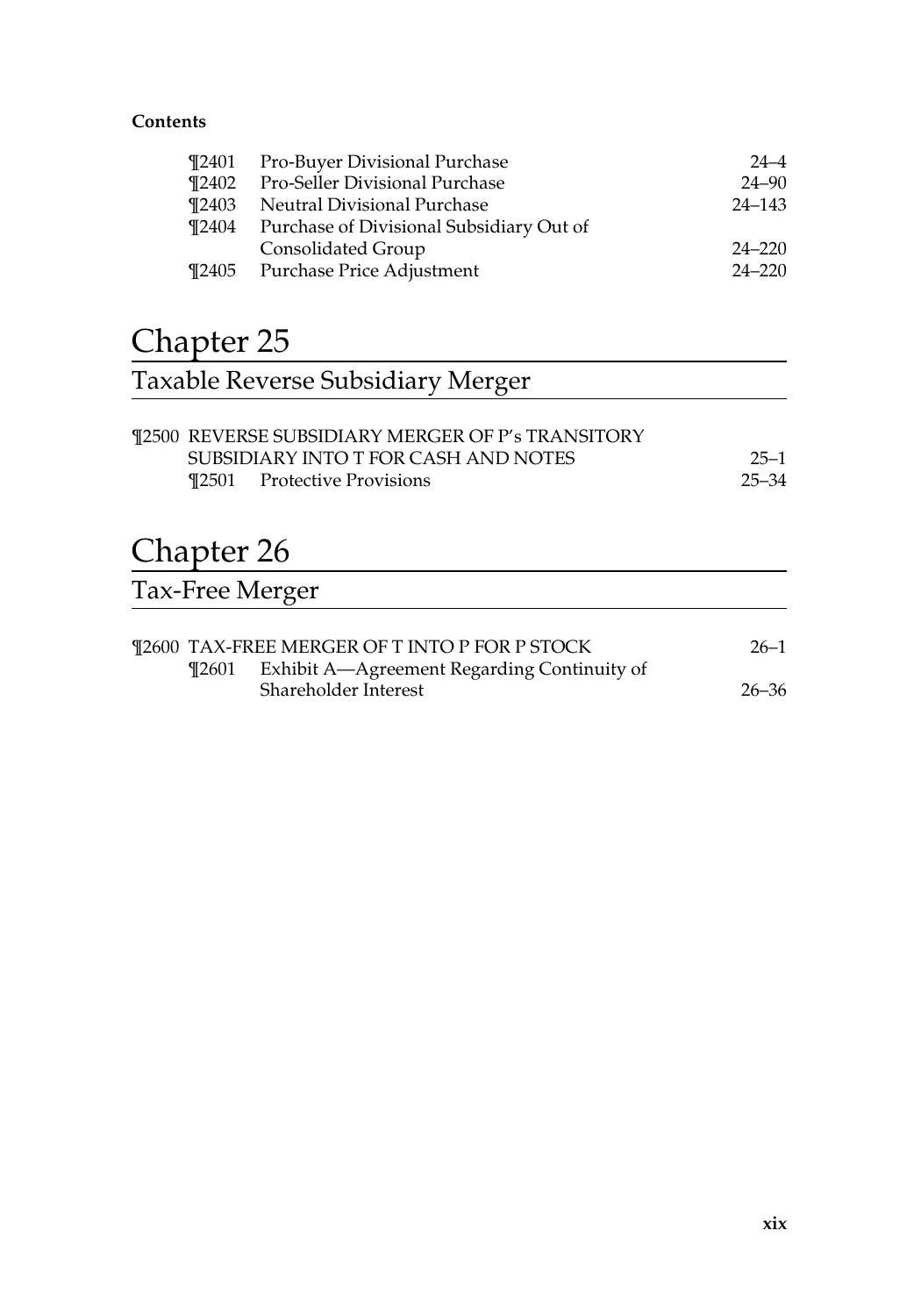**Contents**

| | | |
|---|---|---|
| ¶2401 | Pro-Buyer Divisional Purchase | 24–4 |
| ¶2402 | Pro-Seller Divisional Purchase | 24–90 |
| ¶2403 | Neutral Divisional Purchase | 24–143 |
| ¶2404 | Purchase of Divisional Subsidiary Out of Consolidated Group | 24–220 |
| ¶2405 | Purchase Price Adjustment | 24–220 |

# Chapter 25

## Taxable Reverse Subsidiary Merger

| | | |
|---|---|---|
| ¶2500 | REVERSE SUBSIDIARY MERGER OF P's TRANSITORY SUBSIDIARY INTO T FOR CASH AND NOTES | 25–1 |
| ¶2501 | Protective Provisions | 25–34 |

# Chapter 26

## Tax-Free Merger

| | | |
|---|---|---|
| ¶2600 | TAX-FREE MERGER OF T INTO P FOR P STOCK | 26–1 |
| ¶2601 | Exhibit A—Agreement Regarding Continuity of Shareholder Interest | 26–36 |